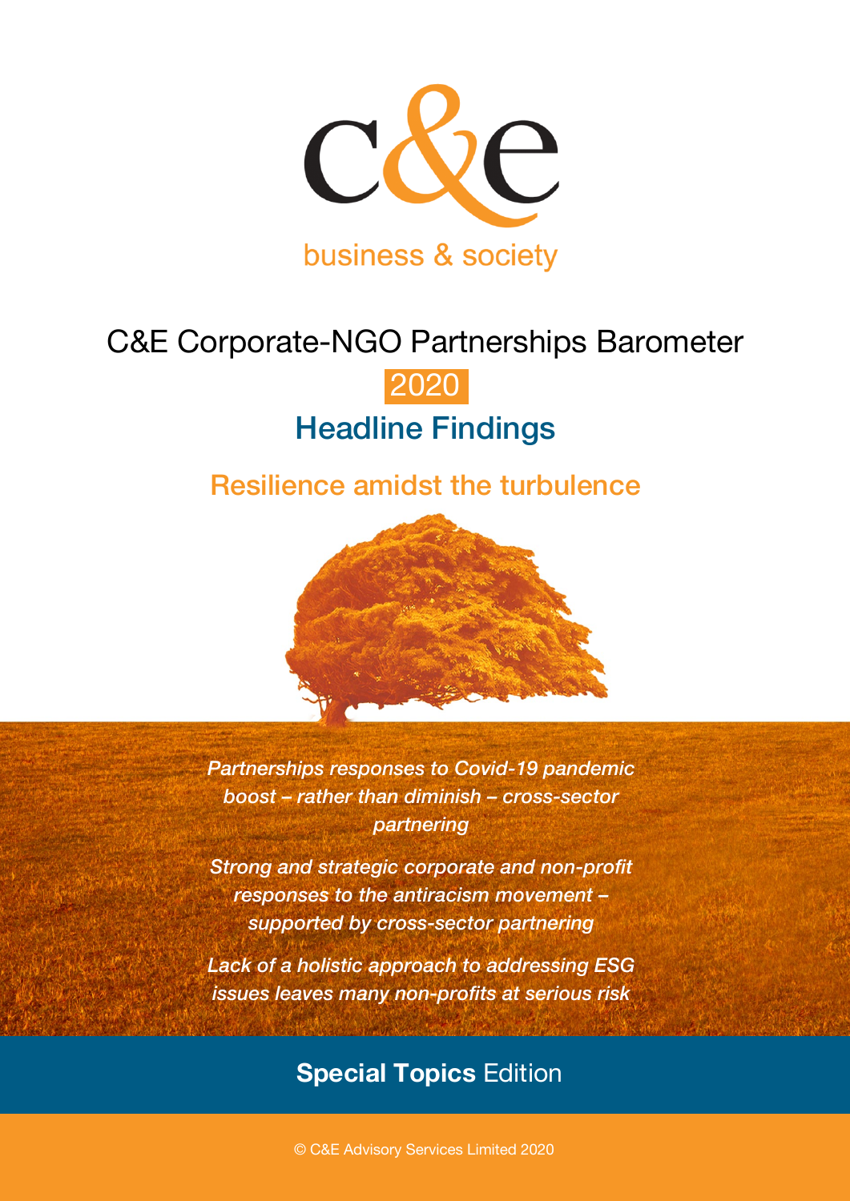c&e

business & society

# C&E Corporate-NGO Partnerships Barometer

2020

## Headline Findings

### Resilience amidst the turbulence

*Partnerships responses to Covid-19 pandemic boost – rather than diminish – cross-sector partnering*

*Strong and strategic corporate and non-profit responses to the antiracism movement – supported by cross-sector partnering*

*Lack of a holistic approach to addressing ESG issues leaves many non-profits at serious risk*

**Special Topics** Edition

© C&E Advisory Services Limited 2020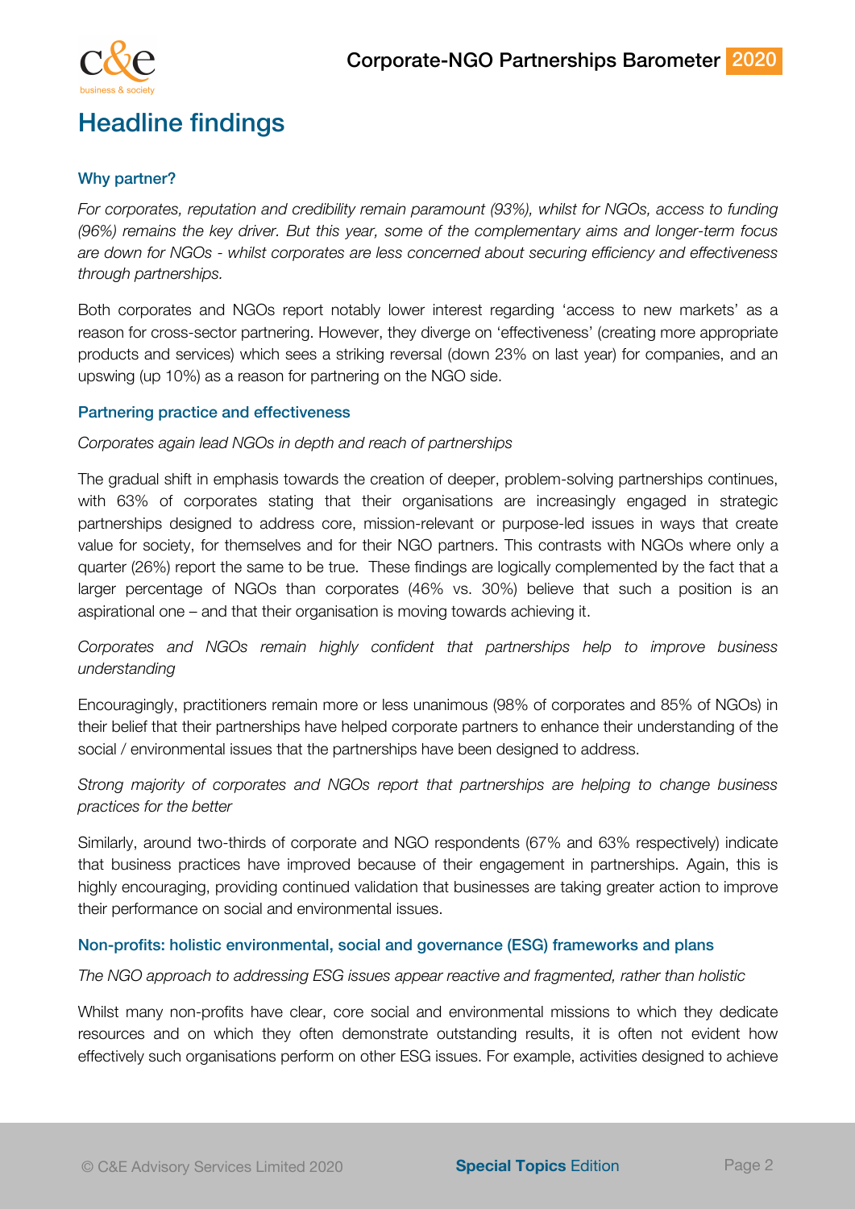# Headline findings

### Why partner?

*For corporates, reputation and credibility remain paramount (93%), whilst for NGOs, access to funding (96%) remains the key driver. But this year, some of the complementary aims and longer-term focus are down for NGOs - whilst corporates are less concerned about securing efficiency and effectiveness through partnerships.*

Both corporates and NGOs report notably lower interest regarding 'access to new markets' as a reason for cross-sector partnering. However, they diverge on 'effectiveness' (creating more appropriate products and services) which sees a striking reversal (down 23% on last year) for companies, and an upswing (up 10%) as a reason for partnering on the NGO side.

### Partnering practice and effectiveness

*Corporates again lead NGOs in depth and reach of partnerships*

The gradual shift in emphasis towards the creation of deeper, problem-solving partnerships continues, with 63% of corporates stating that their organisations are increasingly engaged in strategic partnerships designed to address core, mission-relevant or purpose-led issues in ways that create value for society, for themselves and for their NGO partners. This contrasts with NGOs where only a quarter (26%) report the same to be true. These findings are logically complemented by the fact that a larger percentage of NGOs than corporates (46% vs. 30%) believe that such a position is an aspirational one – and that their organisation is moving towards achieving it.

*Corporates and NGOs remain highly confident that partnerships help to improve business understanding*

Encouragingly, practitioners remain more or less unanimous (98% of corporates and 85% of NGOs) in their belief that their partnerships have helped corporate partners to enhance their understanding of the social / environmental issues that the partnerships have been designed to address.

*Strong majority of corporates and NGOs report that partnerships are helping to change business practices for the better*

Similarly, around two-thirds of corporate and NGO respondents (67% and 63% respectively) indicate that business practices have improved because of their engagement in partnerships. Again, this is highly encouraging, providing continued validation that businesses are taking greater action to improve their performance on social and environmental issues.

### Non-profits: holistic environmental, social and governance (ESG) frameworks and plans

*The NGO approach to addressing ESG issues appear reactive and fragmented, rather than holistic*

Whilst many non-profits have clear, core social and environmental missions to which they dedicate resources and on which they often demonstrate outstanding results, it is often not evident how effectively such organisations perform on other ESG issues. For example, activities designed to achieve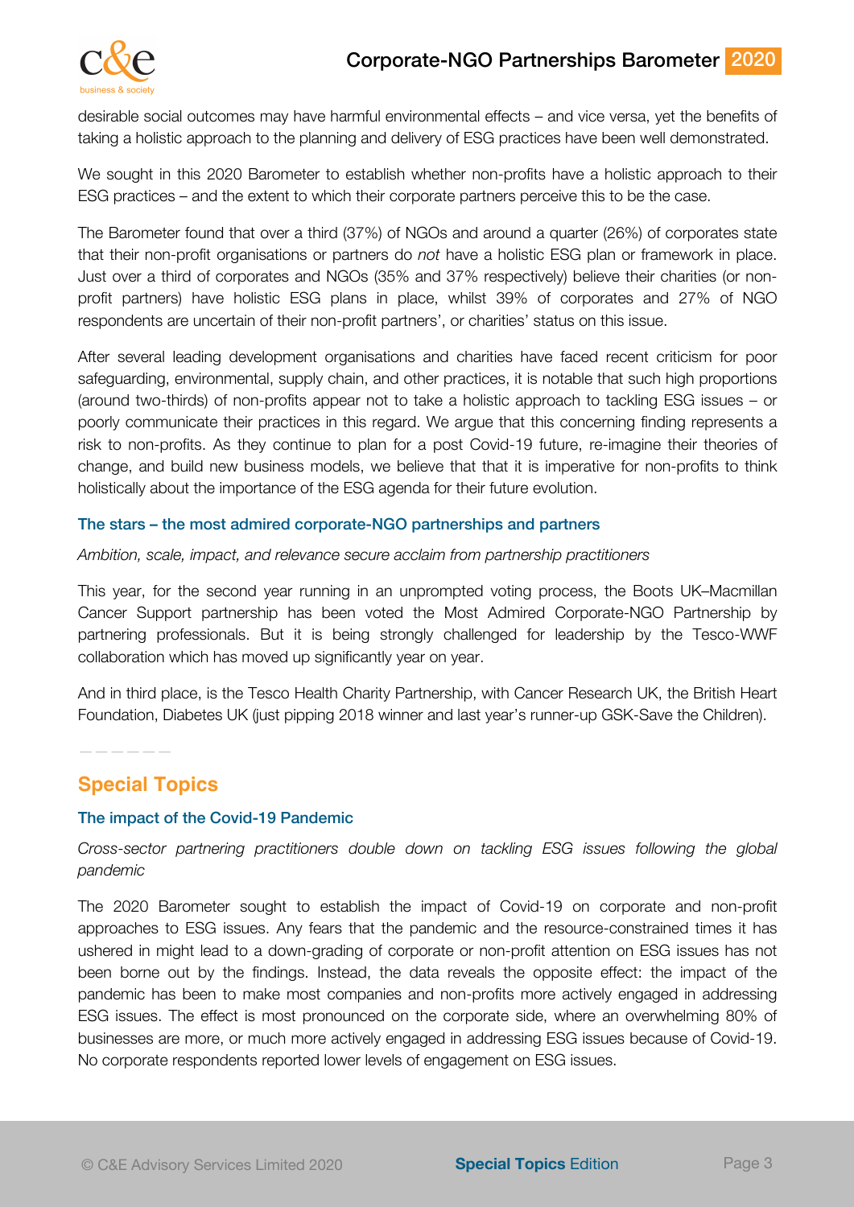desirable social outcomes may have harmful environmental effects – and vice versa, yet the benefits of taking a holistic approach to the planning and delivery of ESG practices have been well demonstrated.

We sought in this 2020 Barometer to establish whether non-profits have a holistic approach to their ESG practices – and the extent to which their corporate partners perceive this to be the case.

The Barometer found that over a third (37%) of NGOs and around a quarter (26%) of corporates state that their non-profit organisations or partners do *not* have a holistic ESG plan or framework in place. Just over a third of corporates and NGOs (35% and 37% respectively) believe their charities (or non-profit partners) have holistic ESG plans in place, whilst 39% of corporates and 27% of NGO respondents are uncertain of their non-profit partners', or charities' status on this issue.

After several leading development organisations and charities have faced recent criticism for poor safeguarding, environmental, supply chain, and other practices, it is notable that such high proportions (around two-thirds) of non-profits appear not to take a holistic approach to tackling ESG issues – or poorly communicate their practices in this regard. We argue that this concerning finding represents a risk to non-profits. As they continue to plan for a post Covid-19 future, re-imagine their theories of change, and build new business models, we believe that that it is imperative for non-profits to think holistically about the importance of the ESG agenda for their future evolution.

### The stars – the most admired corporate-NGO partnerships and partners

*Ambition, scale, impact, and relevance secure acclaim from partnership practitioners*

This year, for the second year running in an unprompted voting process, the Boots UK–Macmillan Cancer Support partnership has been voted the Most Admired Corporate-NGO Partnership by partnering professionals. But it is being strongly challenged for leadership by the Tesco-WWF collaboration which has moved up significantly year on year.

And in third place, is the Tesco Health Charity Partnership, with Cancer Research UK, the British Heart Foundation, Diabetes UK (just pipping 2018 winner and last year's runner-up GSK-Save the Children).

---

## Special Topics

### The impact of the Covid-19 Pandemic

*Cross-sector partnering practitioners double down on tackling ESG issues following the global pandemic*

The 2020 Barometer sought to establish the impact of Covid-19 on corporate and non-profit approaches to ESG issues. Any fears that the pandemic and the resource-constrained times it has ushered in might lead to a down-grading of corporate or non-profit attention on ESG issues has not been borne out by the findings. Instead, the data reveals the opposite effect: the impact of the pandemic has been to make most companies and non-profits more actively engaged in addressing ESG issues. The effect is most pronounced on the corporate side, where an overwhelming 80% of businesses are more, or much more actively engaged in addressing ESG issues because of Covid-19. No corporate respondents reported lower levels of engagement on ESG issues.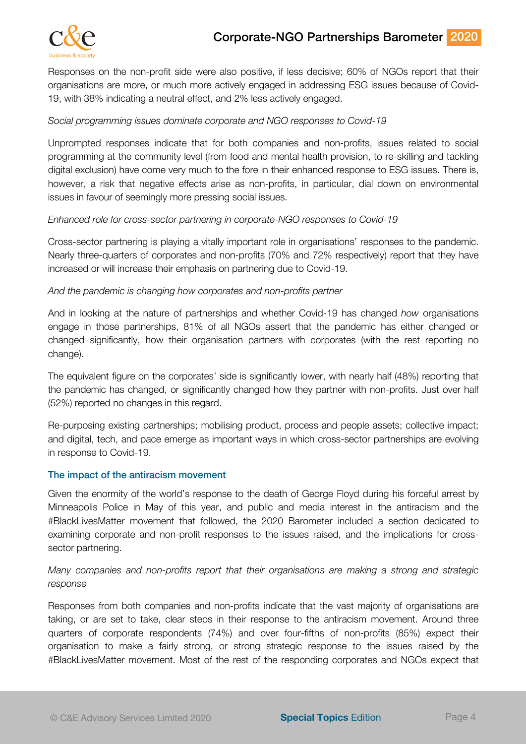Responses on the non-profit side were also positive, if less decisive; 60% of NGOs report that their organisations are more, or much more actively engaged in addressing ESG issues because of Covid-19, with 38% indicating a neutral effect, and 2% less actively engaged.

*Social programming issues dominate corporate and NGO responses to Covid-19*

Unprompted responses indicate that for both companies and non-profits, issues related to social programming at the community level (from food and mental health provision, to re-skilling and tackling digital exclusion) have come very much to the fore in their enhanced response to ESG issues. There is, however, a risk that negative effects arise as non-profits, in particular, dial down on environmental issues in favour of seemingly more pressing social issues.

*Enhanced role for cross-sector partnering in corporate-NGO responses to Covid-19*

Cross-sector partnering is playing a vitally important role in organisations' responses to the pandemic. Nearly three-quarters of corporates and non-profits (70% and 72% respectively) report that they have increased or will increase their emphasis on partnering due to Covid-19.

*And the pandemic is changing how corporates and non-profits partner*

And in looking at the nature of partnerships and whether Covid-19 has changed *how* organisations engage in those partnerships, 81% of all NGOs assert that the pandemic has either changed or changed significantly, how their organisation partners with corporates (with the rest reporting no change).

The equivalent figure on the corporates' side is significantly lower, with nearly half (48%) reporting that the pandemic has changed, or significantly changed how they partner with non-profits. Just over half (52%) reported no changes in this regard.

Re-purposing existing partnerships; mobilising product, process and people assets; collective impact; and digital, tech, and pace emerge as important ways in which cross-sector partnerships are evolving in response to Covid-19.

### The impact of the antiracism movement

Given the enormity of the world's response to the death of George Floyd during his forceful arrest by Minneapolis Police in May of this year, and public and media interest in the antiracism and the #BlackLivesMatter movement that followed, the 2020 Barometer included a section dedicated to examining corporate and non-profit responses to the issues raised, and the implications for cross-sector partnering.

*Many companies and non-profits report that their organisations are making a strong and strategic response*

Responses from both companies and non-profits indicate that the vast majority of organisations are taking, or are set to take, clear steps in their response to the antiracism movement. Around three quarters of corporate respondents (74%) and over four-fifths of non-profits (85%) expect their organisation to make a fairly strong, or strong strategic response to the issues raised by the #BlackLivesMatter movement. Most of the rest of the responding corporates and NGOs expect that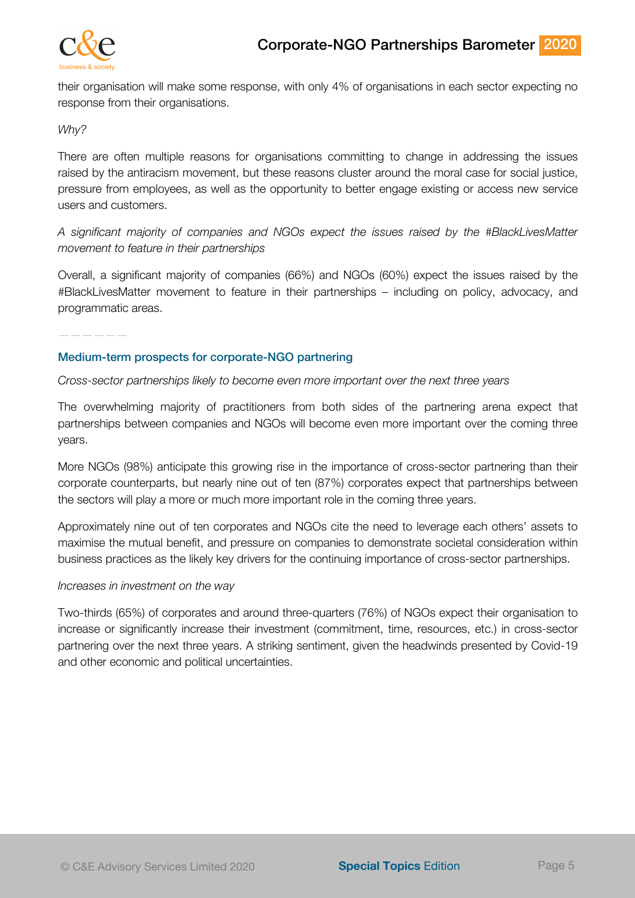their organisation will make some response, with only 4% of organisations in each sector expecting no response from their organisations.

*Why?*

There are often multiple reasons for organisations committing to change in addressing the issues raised by the antiracism movement, but these reasons cluster around the moral case for social justice, pressure from employees, as well as the opportunity to better engage existing or access new service users and customers.

*A significant majority of companies and NGOs expect the issues raised by the #BlackLivesMatter movement to feature in their partnerships*

Overall, a significant majority of companies (66%) and NGOs (60%) expect the issues raised by the #BlackLivesMatter movement to feature in their partnerships – including on policy, advocacy, and programmatic areas.

---

### Medium-term prospects for corporate-NGO partnering

*Cross-sector partnerships likely to become even more important over the next three years*

The overwhelming majority of practitioners from both sides of the partnering arena expect that partnerships between companies and NGOs will become even more important over the coming three years.

More NGOs (98%) anticipate this growing rise in the importance of cross-sector partnering than their corporate counterparts, but nearly nine out of ten (87%) corporates expect that partnerships between the sectors will play a more or much more important role in the coming three years.

Approximately nine out of ten corporates and NGOs cite the need to leverage each others' assets to maximise the mutual benefit, and pressure on companies to demonstrate societal consideration within business practices as the likely key drivers for the continuing importance of cross-sector partnerships.

*Increases in investment on the way*

Two-thirds (65%) of corporates and around three-quarters (76%) of NGOs expect their organisation to increase or significantly increase their investment (commitment, time, resources, etc.) in cross-sector partnering over the next three years. A striking sentiment, given the headwinds presented by Covid-19 and other economic and political uncertainties.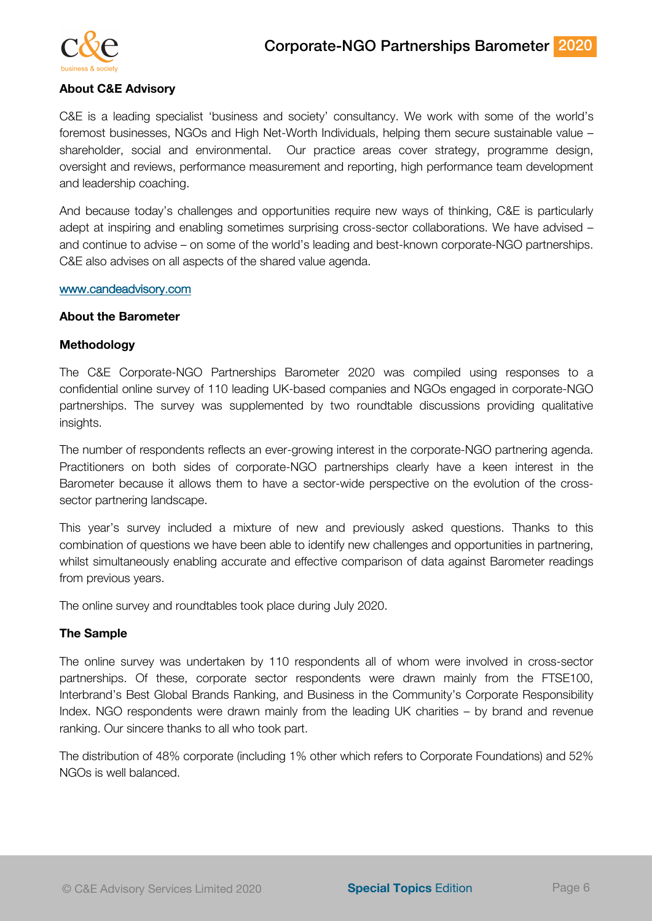**About C&E Advisory**

C&E is a leading specialist 'business and society' consultancy. We work with some of the world's foremost businesses, NGOs and High Net-Worth Individuals, helping them secure sustainable value – shareholder, social and environmental. Our practice areas cover strategy, programme design, oversight and reviews, performance measurement and reporting, high performance team development and leadership coaching.

And because today's challenges and opportunities require new ways of thinking, C&E is particularly adept at inspiring and enabling sometimes surprising cross-sector collaborations. We have advised – and continue to advise – on some of the world's leading and best-known corporate-NGO partnerships. C&E also advises on all aspects of the shared value agenda.

www.candeadvisory.com

**About the Barometer**

**Methodology**

The C&E Corporate-NGO Partnerships Barometer 2020 was compiled using responses to a confidential online survey of 110 leading UK-based companies and NGOs engaged in corporate-NGO partnerships. The survey was supplemented by two roundtable discussions providing qualitative insights.

The number of respondents reflects an ever-growing interest in the corporate-NGO partnering agenda. Practitioners on both sides of corporate-NGO partnerships clearly have a keen interest in the Barometer because it allows them to have a sector-wide perspective on the evolution of the cross-sector partnering landscape.

This year's survey included a mixture of new and previously asked questions. Thanks to this combination of questions we have been able to identify new challenges and opportunities in partnering, whilst simultaneously enabling accurate and effective comparison of data against Barometer readings from previous years.

The online survey and roundtables took place during July 2020.

**The Sample**

The online survey was undertaken by 110 respondents all of whom were involved in cross-sector partnerships. Of these, corporate sector respondents were drawn mainly from the FTSE100, Interbrand's Best Global Brands Ranking, and Business in the Community's Corporate Responsibility Index. NGO respondents were drawn mainly from the leading UK charities – by brand and revenue ranking. Our sincere thanks to all who took part.

The distribution of 48% corporate (including 1% other which refers to Corporate Foundations) and 52% NGOs is well balanced.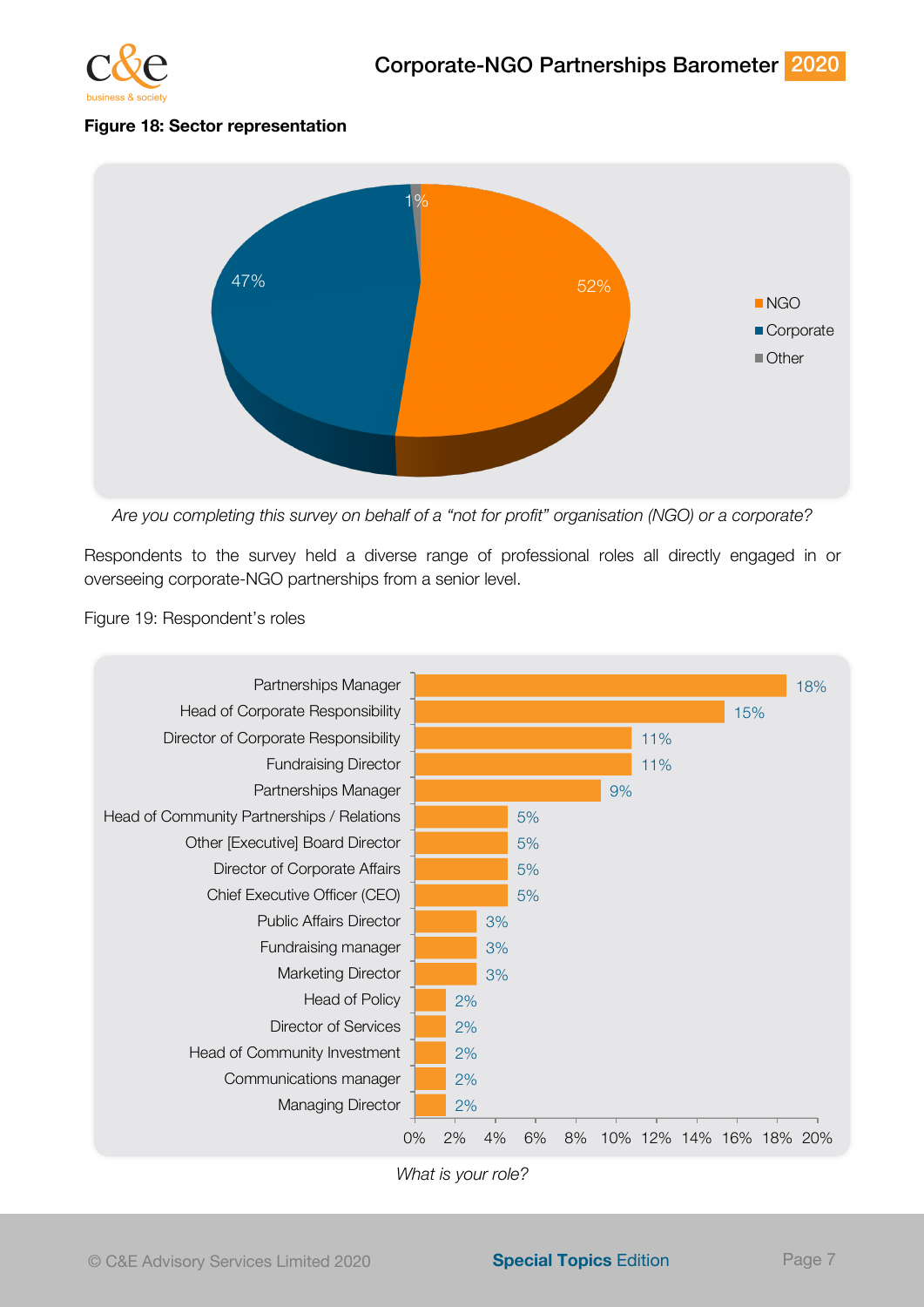**Figure 18: Sector representation**

| Sector | Share |
|---|---|
| NGO | 52% |
| Corporate | 47% |
| Other | 1% |

*Are you completing this survey on behalf of a "not for profit" organisation (NGO) or a corporate?*

Respondents to the survey held a diverse range of professional roles all directly engaged in or overseeing corporate-NGO partnerships from a senior level.

Figure 19: Respondent's roles

| Role | Share |
|---|---|
| Partnerships Manager | 18% |
| Head of Corporate Responsibility | 15% |
| Director of Corporate Responsibility | 11% |
| Fundraising Director | 11% |
| Partnerships Manager | 9% |
| Head of Community Partnerships / Relations | 5% |
| Other [Executive] Board Director | 5% |
| Director of Corporate Affairs | 5% |
| Chief Executive Officer (CEO) | 5% |
| Public Affairs Director | 3% |
| Fundraising manager | 3% |
| Marketing Director | 3% |
| Head of Policy | 2% |
| Director of Services | 2% |
| Head of Community Investment | 2% |
| Communications manager | 2% |
| Managing Director | 2% |

*What is your role?*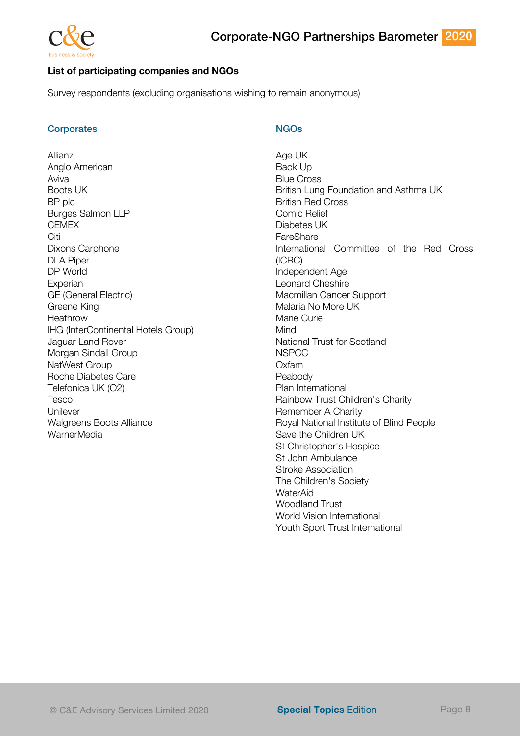**List of participating companies and NGOs**

Survey respondents (excluding organisations wishing to remain anonymous)

### Corporates

Allianz
Anglo American
Aviva
Boots UK
BP plc
Burges Salmon LLP
CEMEX
Citi
Dixons Carphone
DLA Piper
DP World
Experian
GE (General Electric)
Greene King
Heathrow
IHG (InterContinental Hotels Group)
Jaguar Land Rover
Morgan Sindall Group
NatWest Group
Roche Diabetes Care
Telefonica UK (O2)
Tesco
Unilever
Walgreens Boots Alliance
WarnerMedia

### NGOs

Age UK
Back Up
Blue Cross
British Lung Foundation and Asthma UK
British Red Cross
Comic Relief
Diabetes UK
FareShare
International Committee of the Red Cross (ICRC)
Independent Age
Leonard Cheshire
Macmillan Cancer Support
Malaria No More UK
Marie Curie
Mind
National Trust for Scotland
NSPCC
Oxfam
Peabody
Plan International
Rainbow Trust Children's Charity
Remember A Charity
Royal National Institute of Blind People
Save the Children UK
St Christopher's Hospice
St John Ambulance
Stroke Association
The Children's Society
WaterAid
Woodland Trust
World Vision International
Youth Sport Trust International